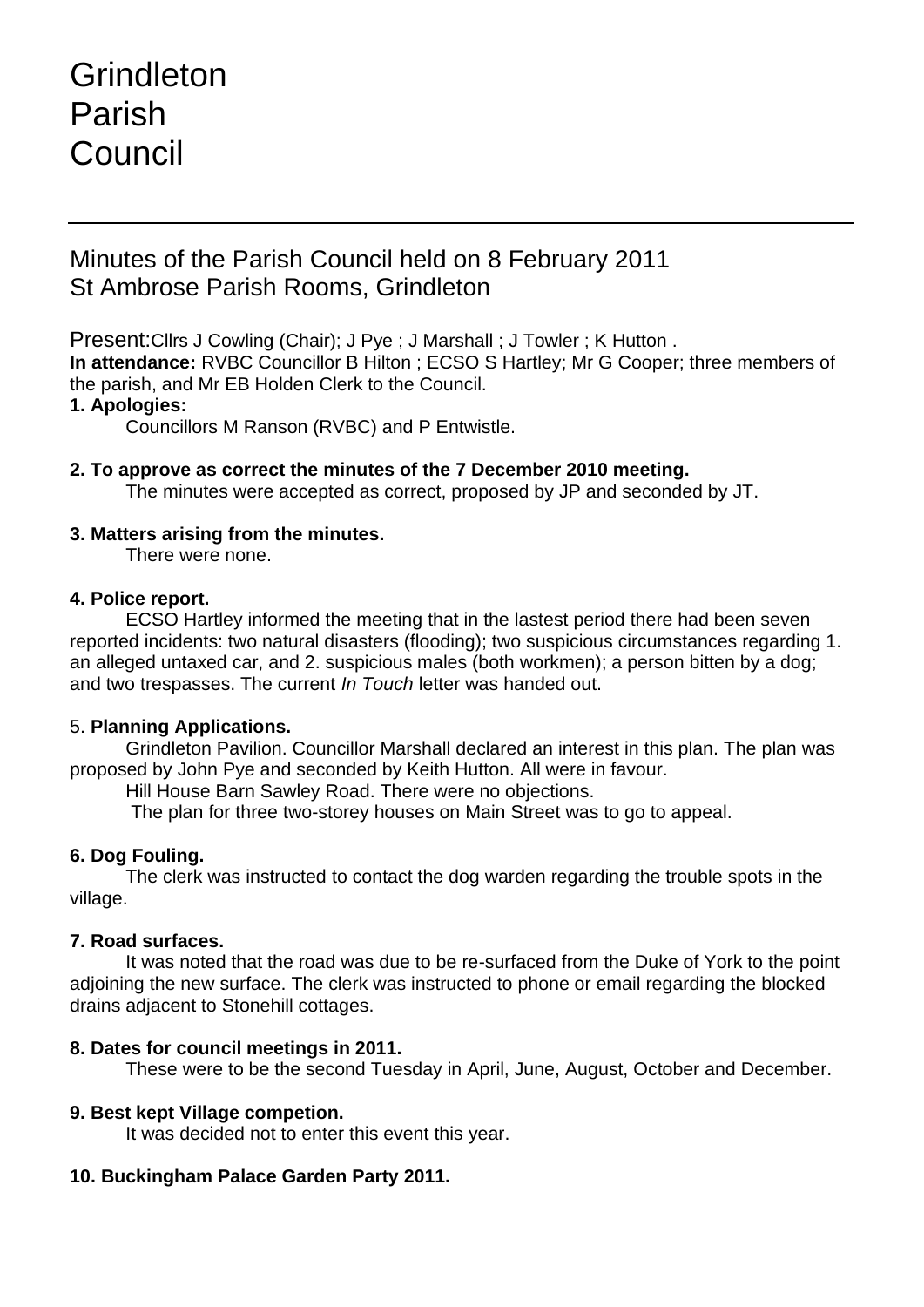# Grindleton Parish Council

## Minutes of the Parish Council held on 8 February 2011
## St Ambrose Parish Rooms, Grindleton

Present: Cllrs J Cowling (Chair); J Pye ; J Marshall ; J Towler ; K Hutton .
**In attendance:** RVBC Councillor B Hilton ; ECSO S Hartley; Mr G Cooper; three members of the parish, and Mr EB Holden Clerk to the Council.

**1. Apologies:**

Councillors M Ranson (RVBC) and P Entwistle.

**2. To approve as correct the minutes of the 7 December 2010 meeting.**

The minutes were accepted as correct, proposed by JP and seconded by JT.

**3. Matters arising from the minutes.**

There were none.

**4. Police report.**

ECSO Hartley informed the meeting that in the lastest period there had been seven reported incidents: two natural disasters (flooding); two suspicious circumstances regarding 1. an alleged untaxed car, and 2. suspicious males (both workmen); a person bitten by a dog; and two trespasses. The current *In Touch* letter was handed out.

5. **Planning Applications.**

Grindleton Pavilion. Councillor Marshall declared an interest in this plan. The plan was proposed by John Pye and seconded by Keith Hutton. All were in favour.

Hill House Barn Sawley Road. There were no objections.

The plan for three two-storey houses on Main Street was to go to appeal.

**6. Dog Fouling.**

The clerk was instructed to contact the dog warden regarding the trouble spots in the village.

**7. Road surfaces.**

It was noted that the road was due to be re-surfaced from the Duke of York to the point adjoining the new surface. The clerk was instructed to phone or email regarding the blocked drains adjacent to Stonehill cottages.

**8. Dates for council meetings in 2011.**

These were to be the second Tuesday in April, June, August, October and December.

**9. Best kept Village competion.**

It was decided not to enter this event this year.

**10. Buckingham Palace Garden Party 2011.**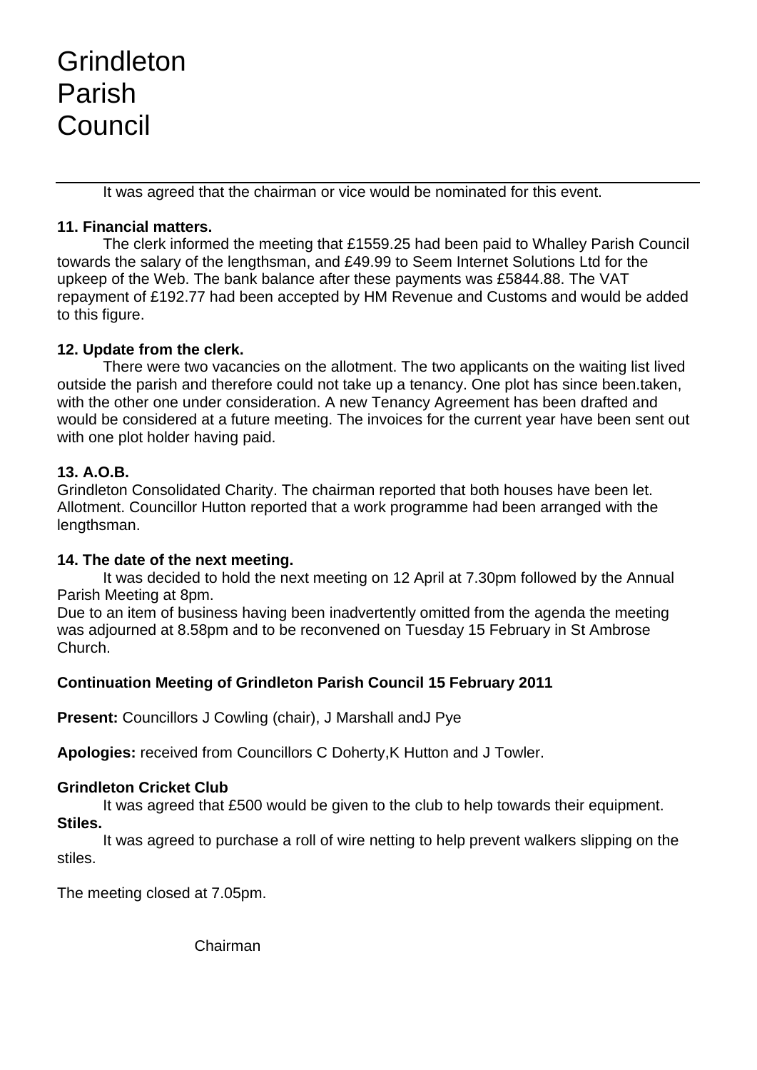# Grindleton Parish Council

It was agreed that the chairman or vice would be nominated for this event.

**11. Financial matters.**

The clerk informed the meeting that £1559.25 had been paid to Whalley Parish Council towards the salary of the lengthsman, and £49.99 to Seem Internet Solutions Ltd for the upkeep of the Web. The bank balance after these payments was £5844.88. The VAT repayment of £192.77 had been accepted by HM Revenue and Customs and would be added to this figure.

**12. Update from the clerk.**

There were two vacancies on the allotment. The two applicants on the waiting list lived outside the parish and therefore could not take up a tenancy. One plot has since been.taken, with the other one under consideration. A new Tenancy Agreement has been drafted and would be considered at a future meeting. The invoices for the current year have been sent out with one plot holder having paid.

**13. A.O.B.**

Grindleton Consolidated Charity. The chairman reported that both houses have been let.
Allotment. Councillor Hutton reported that a work programme had been arranged with the lengthsman.

**14. The date of the next meeting.**

It was decided to hold the next meeting on 12 April at 7.30pm followed by the Annual Parish Meeting at 8pm.
Due to an item of business having been inadvertently omitted from the agenda the meeting was adjourned at 8.58pm and to be reconvened on Tuesday 15 February in St Ambrose Church.

**Continuation Meeting of Grindleton Parish Council 15 February 2011**

**Present:** Councillors J Cowling (chair), J Marshall andJ Pye

**Apologies:** received from Councillors C Doherty,K Hutton and J Towler.

**Grindleton Cricket Club**

It was agreed that £500 would be given to the club to help towards their equipment.

**Stiles.**

It was agreed to purchase a roll of wire netting to help prevent walkers slipping on the stiles.

The meeting closed at 7.05pm.

Chairman